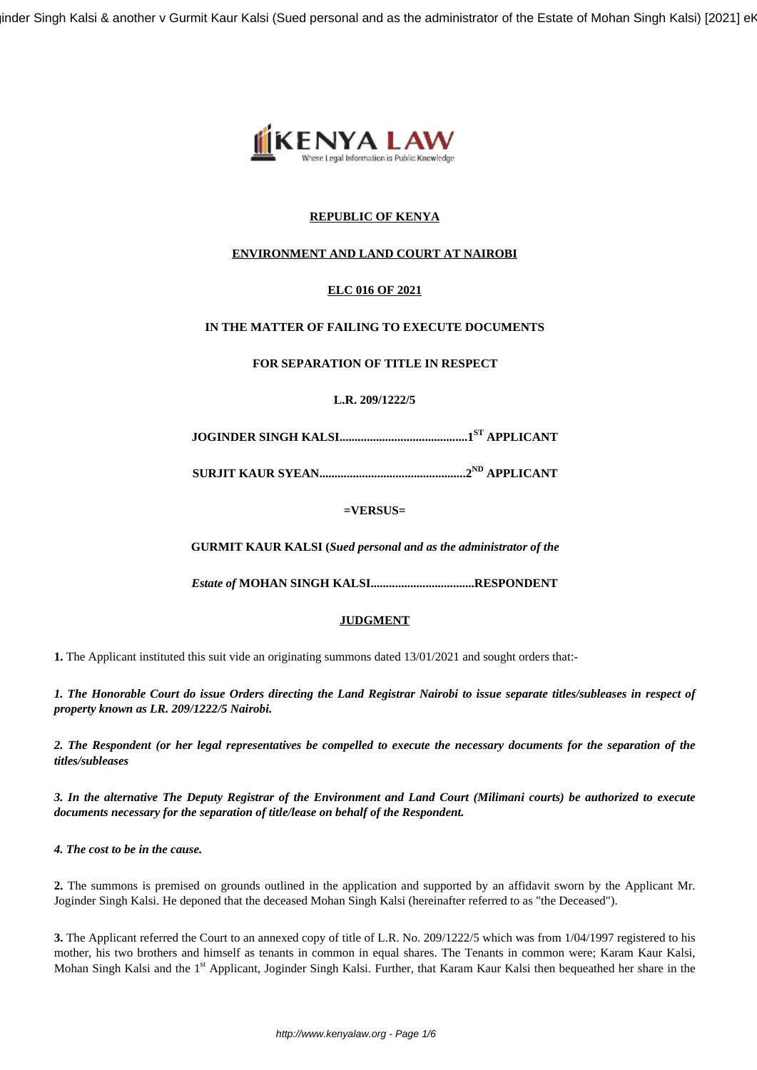**REPUBLIC OF KENYA**

**ENVIRONMENT AND LAND COURT AT NAIROBI**

**ELC 016 OF 2021**

**IN THE MATTER OF FAILING TO EXECUTE DOCUMENTS**

**FOR SEPARATION OF TITLE IN RESPECT**

**L.R. 209/1222/5**

**JOGINDER SINGH KALSI..........................................1ST APPLICANT**

**SURJIT KAUR SYEAN...............................................2ND APPLICANT**

**=VERSUS=**

**GURMIT KAUR KALSI (*Sued personal and as the administrator of the***

***Estate of* MOHAN SINGH KALSI.................................RESPONDENT**

**JUDGMENT**

**1.** The Applicant instituted this suit vide an originating summons dated 13/01/2021 and sought orders that:-

***1. The Honorable Court do issue Orders directing the Land Registrar Nairobi to issue separate titles/subleases in respect of property known as LR. 209/1222/5 Nairobi.***

***2. The Respondent (or her legal representatives be compelled to execute the necessary documents for the separation of the titles/subleases***

***3. In the alternative The Deputy Registrar of the Environment and Land Court (Milimani courts) be authorized to execute documents necessary for the separation of title/lease on behalf of the Respondent.***

***4. The cost to be in the cause.***

**2.** The summons is premised on grounds outlined in the application and supported by an affidavit sworn by the Applicant Mr. Joginder Singh Kalsi. He deponed that the deceased Mohan Singh Kalsi (hereinafter referred to as "the Deceased").

**3.** The Applicant referred the Court to an annexed copy of title of L.R. No. 209/1222/5 which was from 1/04/1997 registered to his mother, his two brothers and himself as tenants in common in equal shares. The Tenants in common were; Karam Kaur Kalsi, Mohan Singh Kalsi and the 1st Applicant, Joginder Singh Kalsi. Further, that Karam Kaur Kalsi then bequeathed her share in the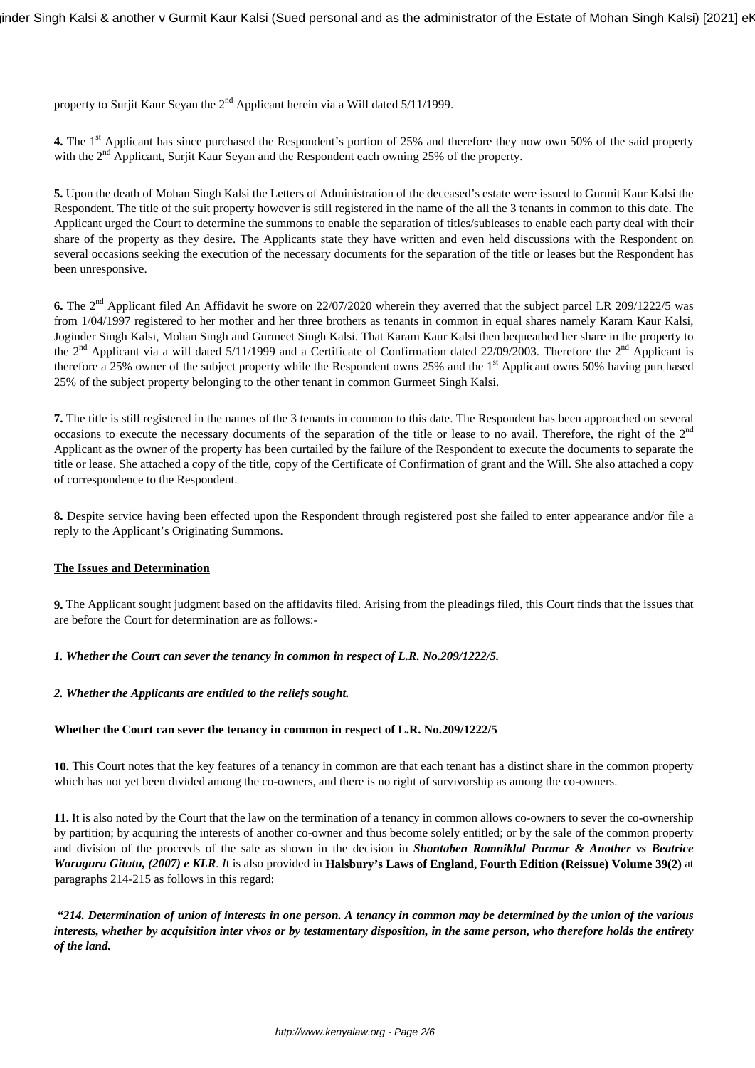property to Surjit Kaur Seyan the 2nd Applicant herein via a Will dated 5/11/1999.

**4.** The 1st Applicant has since purchased the Respondent's portion of 25% and therefore they now own 50% of the said property with the 2nd Applicant, Surjit Kaur Seyan and the Respondent each owning 25% of the property.

**5.** Upon the death of Mohan Singh Kalsi the Letters of Administration of the deceased's estate were issued to Gurmit Kaur Kalsi the Respondent. The title of the suit property however is still registered in the name of the all the 3 tenants in common to this date. The Applicant urged the Court to determine the summons to enable the separation of titles/subleases to enable each party deal with their share of the property as they desire. The Applicants state they have written and even held discussions with the Respondent on several occasions seeking the execution of the necessary documents for the separation of the title or leases but the Respondent has been unresponsive.

**6.** The 2nd Applicant filed An Affidavit he swore on 22/07/2020 wherein they averred that the subject parcel LR 209/1222/5 was from 1/04/1997 registered to her mother and her three brothers as tenants in common in equal shares namely Karam Kaur Kalsi, Joginder Singh Kalsi, Mohan Singh and Gurmeet Singh Kalsi. That Karam Kaur Kalsi then bequeathed her share in the property to the 2nd Applicant via a will dated 5/11/1999 and a Certificate of Confirmation dated 22/09/2003. Therefore the 2nd Applicant is therefore a 25% owner of the subject property while the Respondent owns 25% and the 1st Applicant owns 50% having purchased 25% of the subject property belonging to the other tenant in common Gurmeet Singh Kalsi.

**7.** The title is still registered in the names of the 3 tenants in common to this date. The Respondent has been approached on several occasions to execute the necessary documents of the separation of the title or lease to no avail. Therefore, the right of the 2nd Applicant as the owner of the property has been curtailed by the failure of the Respondent to execute the documents to separate the title or lease. She attached a copy of the title, copy of the Certificate of Confirmation of grant and the Will. She also attached a copy of correspondence to the Respondent.

**8.** Despite service having been effected upon the Respondent through registered post she failed to enter appearance and/or file a reply to the Applicant's Originating Summons.

**The Issues and Determination**

**9.** The Applicant sought judgment based on the affidavits filed. Arising from the pleadings filed, this Court finds that the issues that are before the Court for determination are as follows:-

***1. Whether the Court can sever the tenancy in common in respect of L.R. No.209/1222/5.***

***2. Whether the Applicants are entitled to the reliefs sought.***

**Whether the Court can sever the tenancy in common in respect of L.R. No.209/1222/5**

**10.** This Court notes that the key features of a tenancy in common are that each tenant has a distinct share in the common property which has not yet been divided among the co-owners, and there is no right of survivorship as among the co-owners.

**11.** It is also noted by the Court that the law on the termination of a tenancy in common allows co-owners to sever the co-ownership by partition; by acquiring the interests of another co-owner and thus become solely entitled; or by the sale of the common property and division of the proceeds of the sale as shown in the decision in ***Shantaben Ramniklal Parmar & Another vs Beatrice Waruguru Gitutu, (2007) e KLR***. *I*t is also provided in **Halsbury's Laws of England, Fourth Edition (Reissue) Volume 39(2)** at paragraphs 214-215 as follows in this regard:

***"214. Determination of union of interests in one person. A tenancy in common may be determined by the union of the various interests, whether by acquisition inter vivos or by testamentary disposition, in the same person, who therefore holds the entirety of the land.***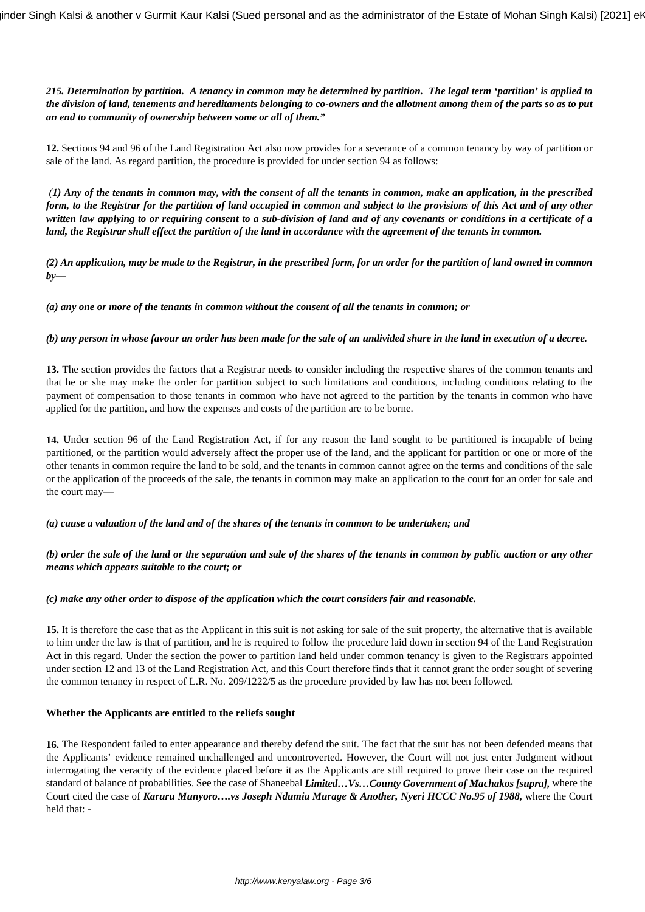***215. <u>Determination by partition</u>. A tenancy in common may be determined by partition. The legal term 'partition' is applied to the division of land, tenements and hereditaments belonging to co-owners and the allotment among them of the parts so as to put an end to community of ownership between some or all of them."***

**12.** Sections 94 and 96 of the Land Registration Act also now provides for a severance of a common tenancy by way of partition or sale of the land. As regard partition, the procedure is provided for under section 94 as follows:

***(1) Any of the tenants in common may, with the consent of all the tenants in common, make an application, in the prescribed form, to the Registrar for the partition of land occupied in common and subject to the provisions of this Act and of any other written law applying to or requiring consent to a sub-division of land and of any covenants or conditions in a certificate of a land, the Registrar shall effect the partition of the land in accordance with the agreement of the tenants in common.***

***(2) An application, may be made to the Registrar, in the prescribed form, for an order for the partition of land owned in common by—***

***(a) any one or more of the tenants in common without the consent of all the tenants in common; or***

***(b) any person in whose favour an order has been made for the sale of an undivided share in the land in execution of a decree.***

**13.** The section provides the factors that a Registrar needs to consider including the respective shares of the common tenants and that he or she may make the order for partition subject to such limitations and conditions, including conditions relating to the payment of compensation to those tenants in common who have not agreed to the partition by the tenants in common who have applied for the partition, and how the expenses and costs of the partition are to be borne.

**14.** Under section 96 of the Land Registration Act, if for any reason the land sought to be partitioned is incapable of being partitioned, or the partition would adversely affect the proper use of the land, and the applicant for partition or one or more of the other tenants in common require the land to be sold, and the tenants in common cannot agree on the terms and conditions of the sale or the application of the proceeds of the sale, the tenants in common may make an application to the court for an order for sale and the court may—

***(a) cause a valuation of the land and of the shares of the tenants in common to be undertaken; and***

***(b) order the sale of the land or the separation and sale of the shares of the tenants in common by public auction or any other means which appears suitable to the court; or***

***(c) make any other order to dispose of the application which the court considers fair and reasonable.***

**15.** It is therefore the case that as the Applicant in this suit is not asking for sale of the suit property, the alternative that is available to him under the law is that of partition, and he is required to follow the procedure laid down in section 94 of the Land Registration Act in this regard. Under the section the power to partition land held under common tenancy is given to the Registrars appointed under section 12 and 13 of the Land Registration Act, and this Court therefore finds that it cannot grant the order sought of severing the common tenancy in respect of L.R. No. 209/1222/5 as the procedure provided by law has not been followed.

**Whether the Applicants are entitled to the reliefs sought**

**16.** The Respondent failed to enter appearance and thereby defend the suit. The fact that the suit has not been defended means that the Applicants' evidence remained unchallenged and uncontroverted. However, the Court will not just enter Judgment without interrogating the veracity of the evidence placed before it as the Applicants are still required to prove their case on the required standard of balance of probabilities. See the case of Shaneebal ***Limited…Vs…County Government of Machakos [supra],*** where the Court cited the case of ***Karuru Munyoro….vs Joseph Ndumia Murage & Another, Nyeri HCCC No.95 of 1988,*** where the Court held that: -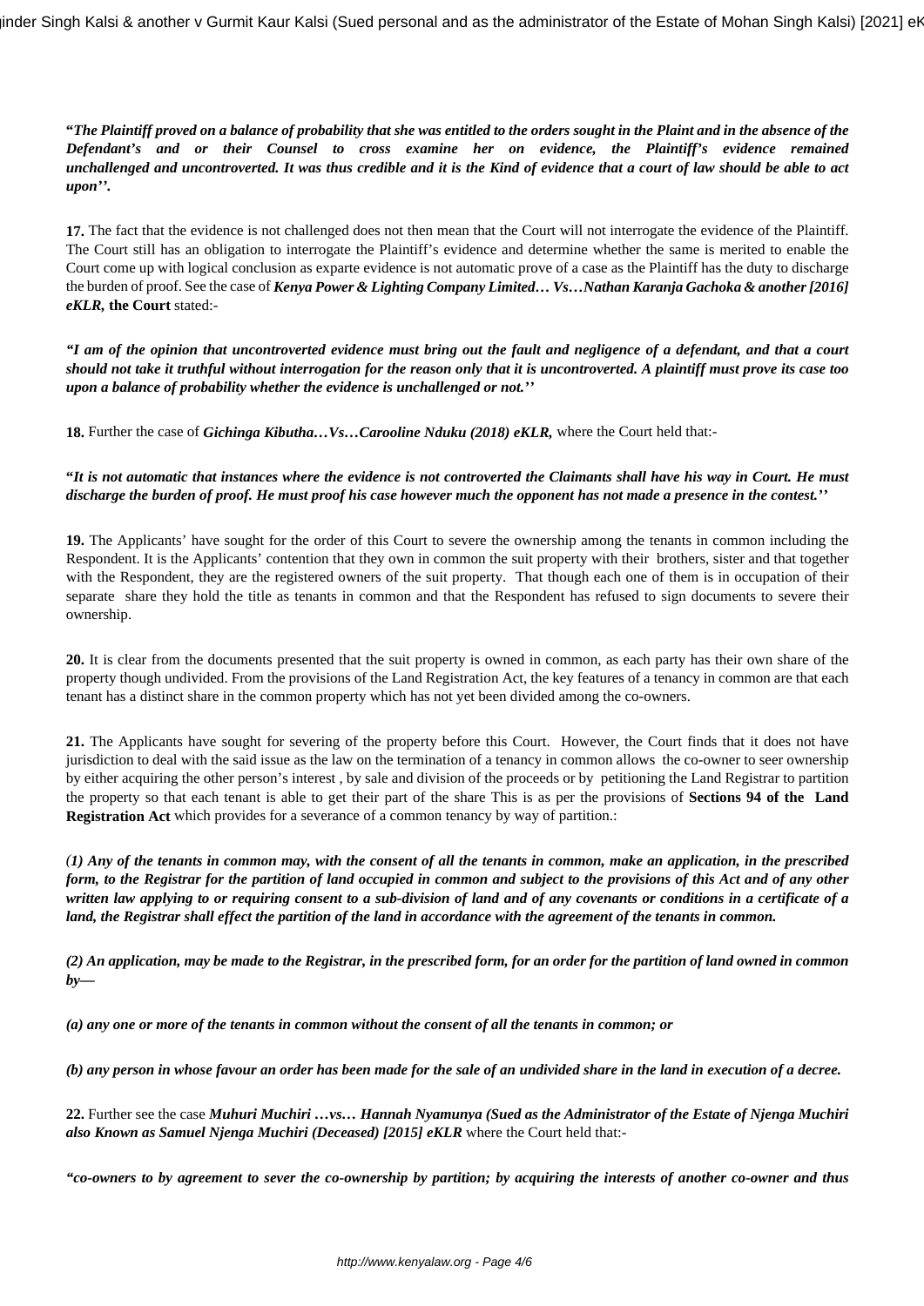***"The Plaintiff proved on a balance of probability that she was entitled to the orders sought in the Plaint and in the absence of the Defendant's and or their Counsel to cross examine her on evidence, the Plaintiff's evidence remained unchallenged and uncontroverted. It was thus credible and it is the Kind of evidence that a court of law should be able to act upon''.***

**17.** The fact that the evidence is not challenged does not then mean that the Court will not interrogate the evidence of the Plaintiff. The Court still has an obligation to interrogate the Plaintiff's evidence and determine whether the same is merited to enable the Court come up with logical conclusion as exparte evidence is not automatic prove of a case as the Plaintiff has the duty to discharge the burden of proof. See the case of ***Kenya Power & Lighting Company Limited… Vs…Nathan Karanja Gachoka & another [2016] eKLR,*** **the Court** stated:-

***"I am of the opinion that uncontroverted evidence must bring out the fault and negligence of a defendant, and that a court should not take it truthful without interrogation for the reason only that it is uncontroverted. A plaintiff must prove its case too upon a balance of probability whether the evidence is unchallenged or not.''***

**18.** Further the case of ***Gichinga Kibutha…Vs…Carooline Nduku (2018) eKLR,*** where the Court held that:-

***"It is not automatic that instances where the evidence is not controverted the Claimants shall have his way in Court. He must discharge the burden of proof. He must proof his case however much the opponent has not made a presence in the contest.''***

**19.** The Applicants' have sought for the order of this Court to severe the ownership among the tenants in common including the Respondent. It is the Applicants' contention that they own in common the suit property with their brothers, sister and that together with the Respondent, they are the registered owners of the suit property. That though each one of them is in occupation of their separate share they hold the title as tenants in common and that the Respondent has refused to sign documents to severe their ownership.

**20.** It is clear from the documents presented that the suit property is owned in common, as each party has their own share of the property though undivided. From the provisions of the Land Registration Act, the key features of a tenancy in common are that each tenant has a distinct share in the common property which has not yet been divided among the co-owners.

**21.** The Applicants have sought for severing of the property before this Court. However, the Court finds that it does not have jurisdiction to deal with the said issue as the law on the termination of a tenancy in common allows the co-owner to seer ownership by either acquiring the other person's interest , by sale and division of the proceeds or by petitioning the Land Registrar to partition the property so that each tenant is able to get their part of the share This is as per the provisions of **Sections 94 of the Land Registration Act** which provides for a severance of a common tenancy by way of partition.:

***(1) Any of the tenants in common may, with the consent of all the tenants in common, make an application, in the prescribed form, to the Registrar for the partition of land occupied in common and subject to the provisions of this Act and of any other written law applying to or requiring consent to a sub-division of land and of any covenants or conditions in a certificate of a land, the Registrar shall effect the partition of the land in accordance with the agreement of the tenants in common.***

***(2) An application, may be made to the Registrar, in the prescribed form, for an order for the partition of land owned in common by—***

***(a) any one or more of the tenants in common without the consent of all the tenants in common; or***

***(b) any person in whose favour an order has been made for the sale of an undivided share in the land in execution of a decree.***

**22.** Further see the case ***Muhuri Muchiri …vs… Hannah Nyamunya (Sued as the Administrator of the Estate of Njenga Muchiri also Known as Samuel Njenga Muchiri (Deceased) [2015] eKLR*** where the Court held that:-

***"co-owners to by agreement to sever the co-ownership by partition; by acquiring the interests of another co-owner and thus***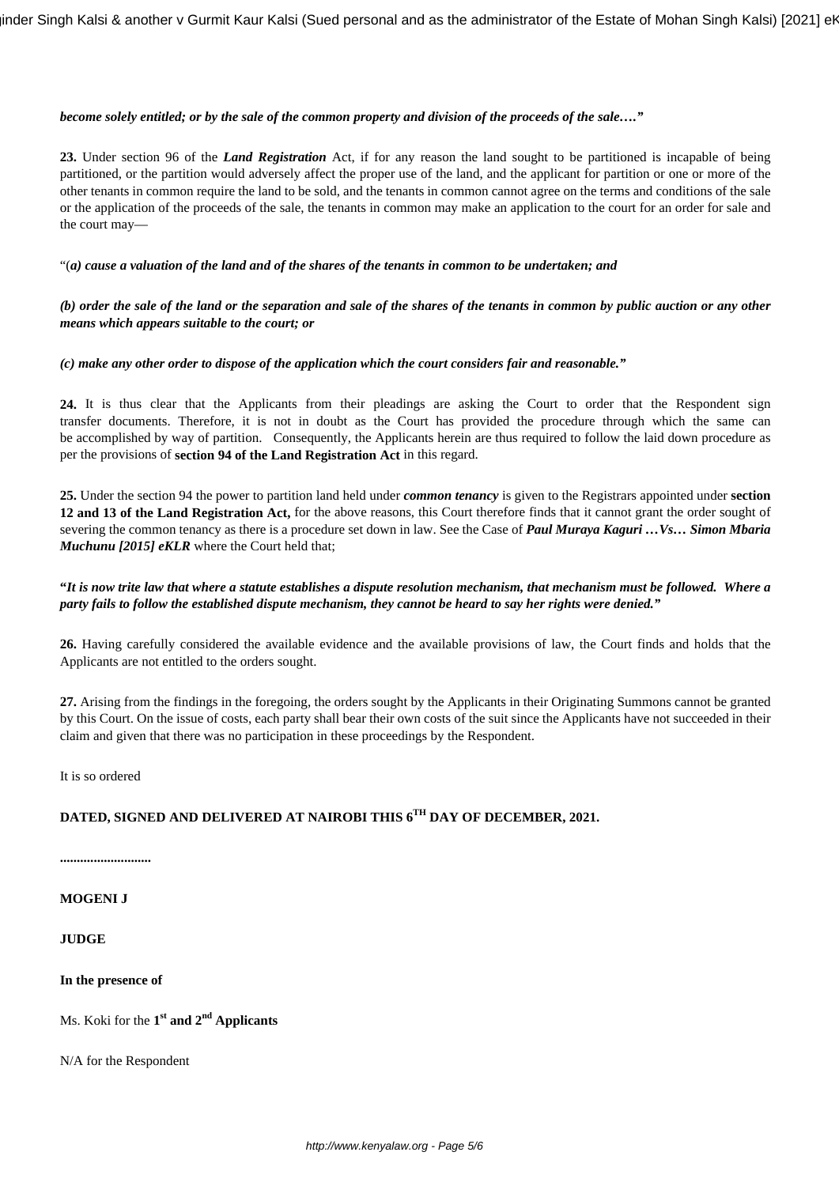***become solely entitled; or by the sale of the common property and division of the proceeds of the sale…."***

**23.** Under section 96 of the ***Land Registration*** Act, if for any reason the land sought to be partitioned is incapable of being partitioned, or the partition would adversely affect the proper use of the land, and the applicant for partition or one or more of the other tenants in common require the land to be sold, and the tenants in common cannot agree on the terms and conditions of the sale or the application of the proceeds of the sale, the tenants in common may make an application to the court for an order for sale and the court may—

"(***a) cause a valuation of the land and of the shares of the tenants in common to be undertaken; and***

***(b) order the sale of the land or the separation and sale of the shares of the tenants in common by public auction or any other means which appears suitable to the court; or***

***(c) make any other order to dispose of the application which the court considers fair and reasonable."***

**24.** It is thus clear that the Applicants from their pleadings are asking the Court to order that the Respondent sign transfer documents. Therefore, it is not in doubt as the Court has provided the procedure through which the same can be accomplished by way of partition. Consequently, the Applicants herein are thus required to follow the laid down procedure as per the provisions of **section 94 of the Land Registration Act** in this regard.

**25.** Under the section 94 the power to partition land held under ***common tenancy*** is given to the Registrars appointed under **section 12 and 13 of the Land Registration Act,** for the above reasons, this Court therefore finds that it cannot grant the order sought of severing the common tenancy as there is a procedure set down in law. See the Case of ***Paul Muraya Kaguri …Vs… Simon Mbaria Muchunu [2015] eKLR*** where the Court held that;

**"*It is now trite law that where a statute establishes a dispute resolution mechanism, that mechanism must be followed. Where a party fails to follow the established dispute mechanism, they cannot be heard to say her rights were denied."***

**26.** Having carefully considered the available evidence and the available provisions of law, the Court finds and holds that the Applicants are not entitled to the orders sought.

**27.** Arising from the findings in the foregoing, the orders sought by the Applicants in their Originating Summons cannot be granted by this Court. On the issue of costs, each party shall bear their own costs of the suit since the Applicants have not succeeded in their claim and given that there was no participation in these proceedings by the Respondent.

It is so ordered

**DATED, SIGNED AND DELIVERED AT NAIROBI THIS 6TH DAY OF DECEMBER, 2021.**

**..........................**

**MOGENI J**

**JUDGE**

**In the presence of**

Ms. Koki for the **1st and 2nd Applicants**

N/A for the Respondent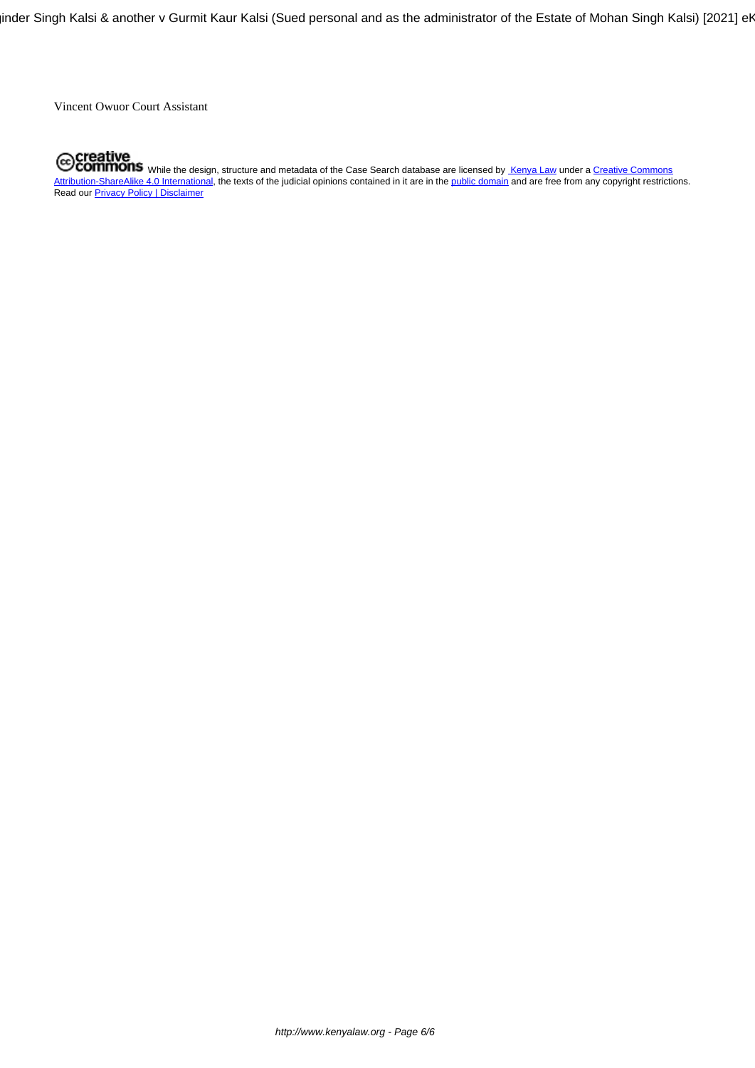Vincent Owuor Court Assistant

While the design, structure and metadata of the Case Search database are licensed by Kenya Law under a Creative Commons Attribution-ShareAlike 4.0 International, the texts of the judicial opinions contained in it are in the public domain and are free from any copyright restrictions. Read our Privacy Policy | Disclaimer